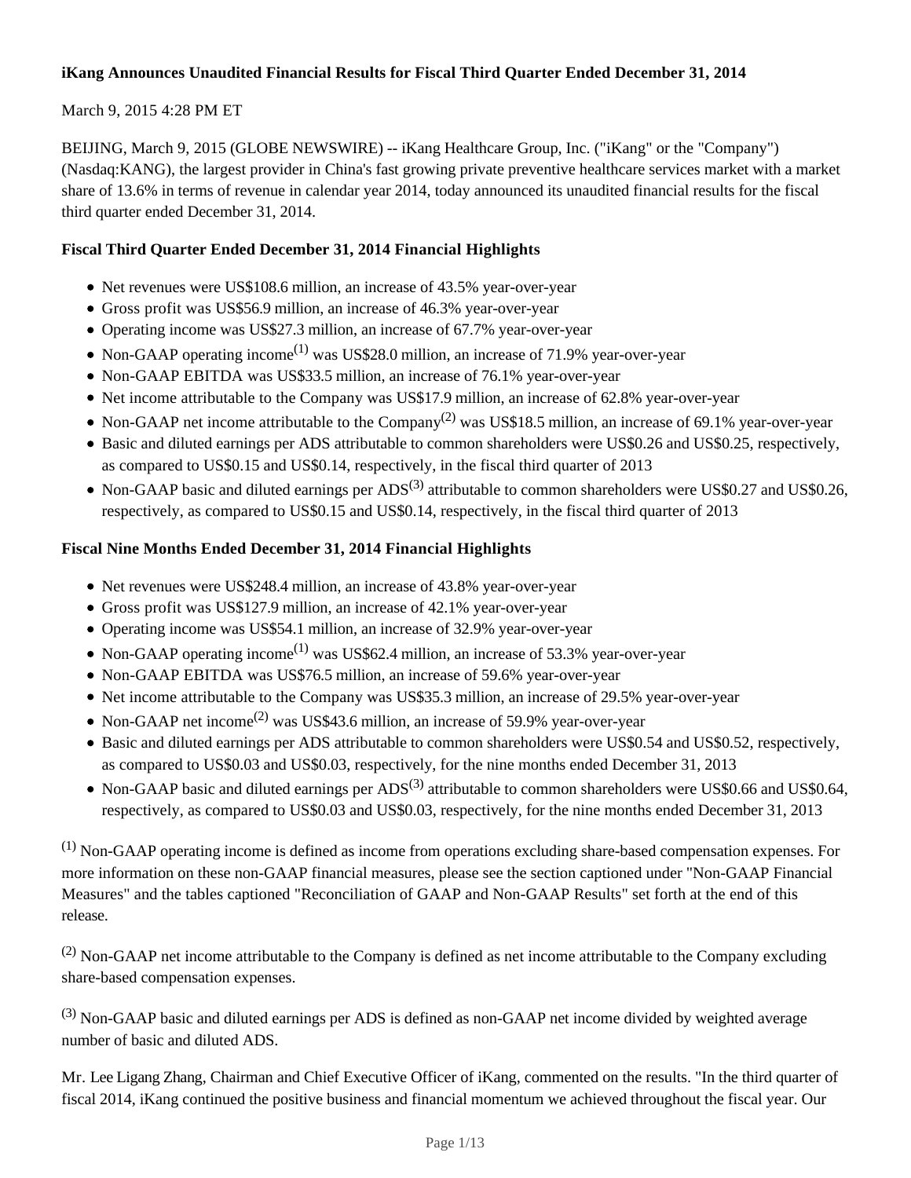**iKang Announces Unaudited Financial Results for Fiscal Third Quarter Ended December 31, 2014**

March 9, 2015 4:28 PM ET

BEIJING, March 9, 2015 (GLOBE NEWSWIRE) -- iKang Healthcare Group, Inc. ("iKang" or the "Company") (Nasdaq:KANG), the largest provider in China's fast growing private preventive healthcare services market with a market share of 13.6% in terms of revenue in calendar year 2014, today announced its unaudited financial results for the fiscal third quarter ended December 31, 2014.

**Fiscal Third Quarter Ended December 31, 2014 Financial Highlights**

- Net revenues were US$108.6 million, an increase of 43.5% year-over-year
- Gross profit was US$56.9 million, an increase of 46.3% year-over-year
- Operating income was US$27.3 million, an increase of 67.7% year-over-year
- Non-GAAP operating income(1) was US$28.0 million, an increase of 71.9% year-over-year
- Non-GAAP EBITDA was US$33.5 million, an increase of 76.1% year-over-year
- Net income attributable to the Company was US$17.9 million, an increase of 62.8% year-over-year
- Non-GAAP net income attributable to the Company(2) was US$18.5 million, an increase of 69.1% year-over-year
- Basic and diluted earnings per ADS attributable to common shareholders were US$0.26 and US$0.25, respectively, as compared to US$0.15 and US$0.14, respectively, in the fiscal third quarter of 2013
- Non-GAAP basic and diluted earnings per ADS(3) attributable to common shareholders were US$0.27 and US$0.26, respectively, as compared to US$0.15 and US$0.14, respectively, in the fiscal third quarter of 2013

**Fiscal Nine Months Ended December 31, 2014 Financial Highlights**

- Net revenues were US$248.4 million, an increase of 43.8% year-over-year
- Gross profit was US$127.9 million, an increase of 42.1% year-over-year
- Operating income was US$54.1 million, an increase of 32.9% year-over-year
- Non-GAAP operating income(1) was US$62.4 million, an increase of 53.3% year-over-year
- Non-GAAP EBITDA was US$76.5 million, an increase of 59.6% year-over-year
- Net income attributable to the Company was US$35.3 million, an increase of 29.5% year-over-year
- Non-GAAP net income(2) was US$43.6 million, an increase of 59.9% year-over-year
- Basic and diluted earnings per ADS attributable to common shareholders were US$0.54 and US$0.52, respectively, as compared to US$0.03 and US$0.03, respectively, for the nine months ended December 31, 2013
- Non-GAAP basic and diluted earnings per ADS(3) attributable to common shareholders were US$0.66 and US$0.64, respectively, as compared to US$0.03 and US$0.03, respectively, for the nine months ended December 31, 2013

(1) Non-GAAP operating income is defined as income from operations excluding share-based compensation expenses. For more information on these non-GAAP financial measures, please see the section captioned under "Non-GAAP Financial Measures" and the tables captioned "Reconciliation of GAAP and Non-GAAP Results" set forth at the end of this release.

(2) Non-GAAP net income attributable to the Company is defined as net income attributable to the Company excluding share-based compensation expenses.

(3) Non-GAAP basic and diluted earnings per ADS is defined as non-GAAP net income divided by weighted average number of basic and diluted ADS.

Mr. Lee Ligang Zhang, Chairman and Chief Executive Officer of iKang, commented on the results. "In the third quarter of fiscal 2014, iKang continued the positive business and financial momentum we achieved throughout the fiscal year. Our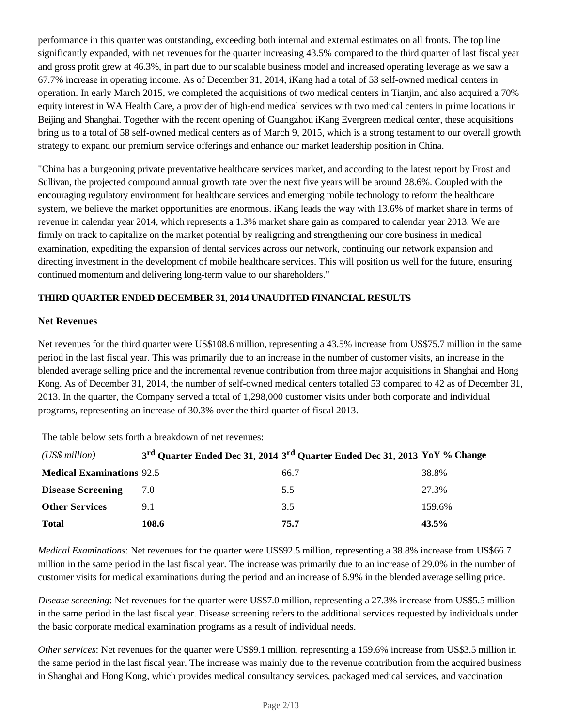performance in this quarter was outstanding, exceeding both internal and external estimates on all fronts. The top line significantly expanded, with net revenues for the quarter increasing 43.5% compared to the third quarter of last fiscal year and gross profit grew at 46.3%, in part due to our scalable business model and increased operating leverage as we saw a 67.7% increase in operating income. As of December 31, 2014, iKang had a total of 53 self-owned medical centers in operation. In early March 2015, we completed the acquisitions of two medical centers in Tianjin, and also acquired a 70% equity interest in WA Health Care, a provider of high-end medical services with two medical centers in prime locations in Beijing and Shanghai. Together with the recent opening of Guangzhou iKang Evergreen medical center, these acquisitions bring us to a total of 58 self-owned medical centers as of March 9, 2015, which is a strong testament to our overall growth strategy to expand our premium service offerings and enhance our market leadership position in China.

"China has a burgeoning private preventative healthcare services market, and according to the latest report by Frost and Sullivan, the projected compound annual growth rate over the next five years will be around 28.6%. Coupled with the encouraging regulatory environment for healthcare services and emerging mobile technology to reform the healthcare system, we believe the market opportunities are enormous. iKang leads the way with 13.6% of market share in terms of revenue in calendar year 2014, which represents a 1.3% market share gain as compared to calendar year 2013. We are firmly on track to capitalize on the market potential by realigning and strengthening our core business in medical examination, expediting the expansion of dental services across our network, continuing our network expansion and directing investment in the development of mobile healthcare services. This will position us well for the future, ensuring continued momentum and delivering long-term value to our shareholders."

**THIRD QUARTER ENDED DECEMBER 31, 2014 UNAUDITED FINANCIAL RESULTS**

**Net Revenues**

Net revenues for the third quarter were US$108.6 million, representing a 43.5% increase from US$75.7 million in the same period in the last fiscal year. This was primarily due to an increase in the number of customer visits, an increase in the blended average selling price and the incremental revenue contribution from three major acquisitions in Shanghai and Hong Kong. As of December 31, 2014, the number of self-owned medical centers totalled 53 compared to 42 as of December 31, 2013. In the quarter, the Company served a total of 1,298,000 customer visits under both corporate and individual programs, representing an increase of 30.3% over the third quarter of fiscal 2013.

The table below sets forth a breakdown of net revenues:

| *(US$ million)* | **3rd Quarter Ended Dec 31, 2014** | **3rd Quarter Ended Dec 31, 2013** | **YoY % Change** |
|---|---|---|---|
| **Medical Examinations** | 92.5 | 66.7 | 38.8% |
| **Disease Screening** | 7.0 | 5.5 | 27.3% |
| **Other Services** | 9.1 | 3.5 | 159.6% |
| **Total** | **108.6** | **75.7** | **43.5%** |

*Medical Examinations*: Net revenues for the quarter were US$92.5 million, representing a 38.8% increase from US$66.7 million in the same period in the last fiscal year. The increase was primarily due to an increase of 29.0% in the number of customer visits for medical examinations during the period and an increase of 6.9% in the blended average selling price.

*Disease screening*: Net revenues for the quarter were US$7.0 million, representing a 27.3% increase from US$5.5 million in the same period in the last fiscal year. Disease screening refers to the additional services requested by individuals under the basic corporate medical examination programs as a result of individual needs.

*Other services*: Net revenues for the quarter were US$9.1 million, representing a 159.6% increase from US$3.5 million in the same period in the last fiscal year. The increase was mainly due to the revenue contribution from the acquired business in Shanghai and Hong Kong, which provides medical consultancy services, packaged medical services, and vaccination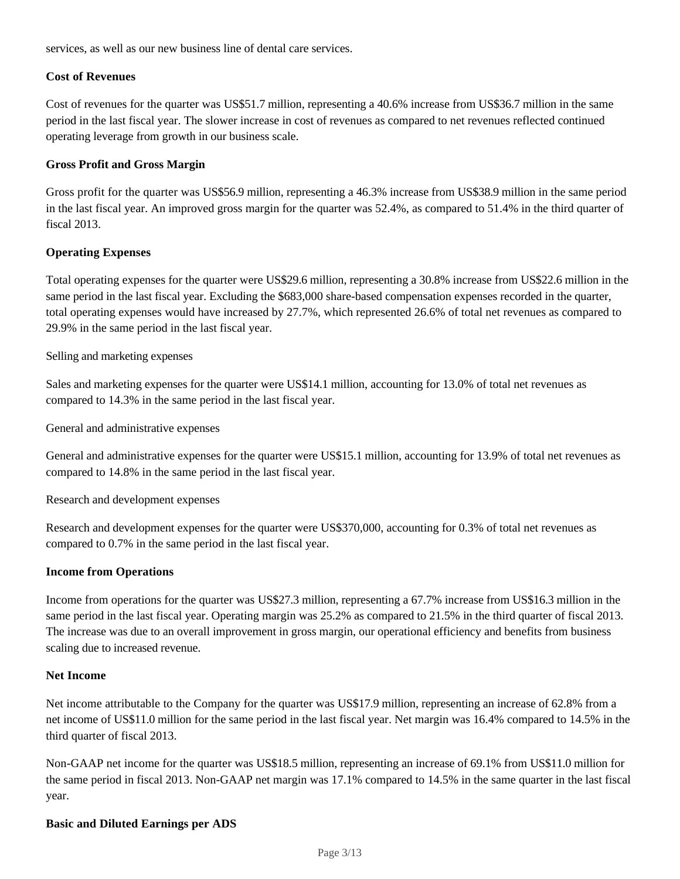services, as well as our new business line of dental care services.

**Cost of Revenues**

Cost of revenues for the quarter was US$51.7 million, representing a 40.6% increase from US$36.7 million in the same period in the last fiscal year. The slower increase in cost of revenues as compared to net revenues reflected continued operating leverage from growth in our business scale.

**Gross Profit and Gross Margin**

Gross profit for the quarter was US$56.9 million, representing a 46.3% increase from US$38.9 million in the same period in the last fiscal year. An improved gross margin for the quarter was 52.4%, as compared to 51.4% in the third quarter of fiscal 2013.

**Operating Expenses**

Total operating expenses for the quarter were US$29.6 million, representing a 30.8% increase from US$22.6 million in the same period in the last fiscal year. Excluding the $683,000 share-based compensation expenses recorded in the quarter, total operating expenses would have increased by 27.7%, which represented 26.6% of total net revenues as compared to 29.9% in the same period in the last fiscal year.

Selling and marketing expenses

Sales and marketing expenses for the quarter were US$14.1 million, accounting for 13.0% of total net revenues as compared to 14.3% in the same period in the last fiscal year.

General and administrative expenses

General and administrative expenses for the quarter were US$15.1 million, accounting for 13.9% of total net revenues as compared to 14.8% in the same period in the last fiscal year.

Research and development expenses

Research and development expenses for the quarter were US$370,000, accounting for 0.3% of total net revenues as compared to 0.7% in the same period in the last fiscal year.

**Income from Operations**

Income from operations for the quarter was US$27.3 million, representing a 67.7% increase from US$16.3 million in the same period in the last fiscal year. Operating margin was 25.2% as compared to 21.5% in the third quarter of fiscal 2013. The increase was due to an overall improvement in gross margin, our operational efficiency and benefits from business scaling due to increased revenue.

**Net Income**

Net income attributable to the Company for the quarter was US$17.9 million, representing an increase of 62.8% from a net income of US$11.0 million for the same period in the last fiscal year. Net margin was 16.4% compared to 14.5% in the third quarter of fiscal 2013.

Non-GAAP net income for the quarter was US$18.5 million, representing an increase of 69.1% from US$11.0 million for the same period in fiscal 2013. Non-GAAP net margin was 17.1% compared to 14.5% in the same quarter in the last fiscal year.

**Basic and Diluted Earnings per ADS**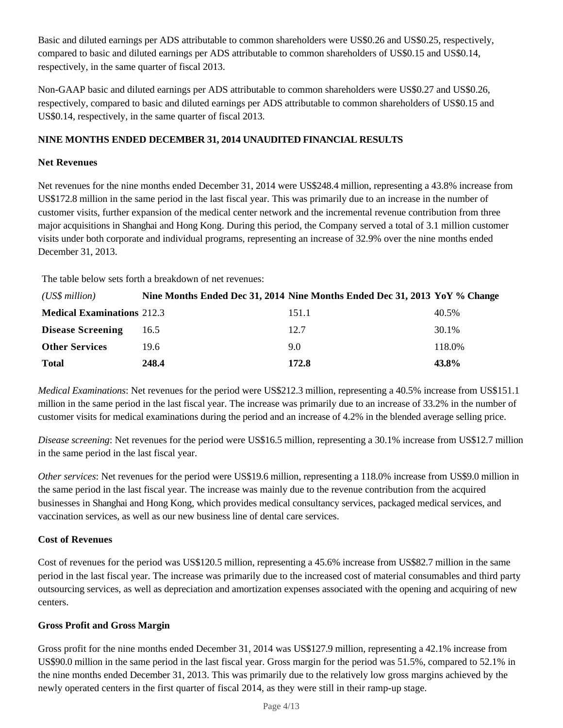Basic and diluted earnings per ADS attributable to common shareholders were US$0.26 and US$0.25, respectively, compared to basic and diluted earnings per ADS attributable to common shareholders of US$0.15 and US$0.14, respectively, in the same quarter of fiscal 2013.

Non-GAAP basic and diluted earnings per ADS attributable to common shareholders were US$0.27 and US$0.26, respectively, compared to basic and diluted earnings per ADS attributable to common shareholders of US$0.15 and US$0.14, respectively, in the same quarter of fiscal 2013.

**NINE MONTHS ENDED DECEMBER 31, 2014 UNAUDITED FINANCIAL RESULTS**

**Net Revenues**

Net revenues for the nine months ended December 31, 2014 were US$248.4 million, representing a 43.8% increase from US$172.8 million in the same period in the last fiscal year. This was primarily due to an increase in the number of customer visits, further expansion of the medical center network and the incremental revenue contribution from three major acquisitions in Shanghai and Hong Kong. During this period, the Company served a total of 3.1 million customer visits under both corporate and individual programs, representing an increase of 32.9% over the nine months ended December 31, 2013.

The table below sets forth a breakdown of net revenues:

| *(US$ million)* | **Nine Months Ended Dec 31, 2014** | **Nine Months Ended Dec 31, 2013** | **YoY % Change** |
|---|---|---|---|
| **Medical Examinations** | 212.3 | 151.1 | 40.5% |
| **Disease Screening** | 16.5 | 12.7 | 30.1% |
| **Other Services** | 19.6 | 9.0 | 118.0% |
| **Total** | **248.4** | **172.8** | **43.8%** |

*Medical Examinations*: Net revenues for the period were US$212.3 million, representing a 40.5% increase from US$151.1 million in the same period in the last fiscal year. The increase was primarily due to an increase of 33.2% in the number of customer visits for medical examinations during the period and an increase of 4.2% in the blended average selling price.

*Disease screening*: Net revenues for the period were US$16.5 million, representing a 30.1% increase from US$12.7 million in the same period in the last fiscal year.

*Other services*: Net revenues for the period were US$19.6 million, representing a 118.0% increase from US$9.0 million in the same period in the last fiscal year. The increase was mainly due to the revenue contribution from the acquired businesses in Shanghai and Hong Kong, which provides medical consultancy services, packaged medical services, and vaccination services, as well as our new business line of dental care services.

**Cost of Revenues**

Cost of revenues for the period was US$120.5 million, representing a 45.6% increase from US$82.7 million in the same period in the last fiscal year. The increase was primarily due to the increased cost of material consumables and third party outsourcing services, as well as depreciation and amortization expenses associated with the opening and acquiring of new centers.

**Gross Profit and Gross Margin**

Gross profit for the nine months ended December 31, 2014 was US$127.9 million, representing a 42.1% increase from US$90.0 million in the same period in the last fiscal year. Gross margin for the period was 51.5%, compared to 52.1% in the nine months ended December 31, 2013. This was primarily due to the relatively low gross margins achieved by the newly operated centers in the first quarter of fiscal 2014, as they were still in their ramp-up stage.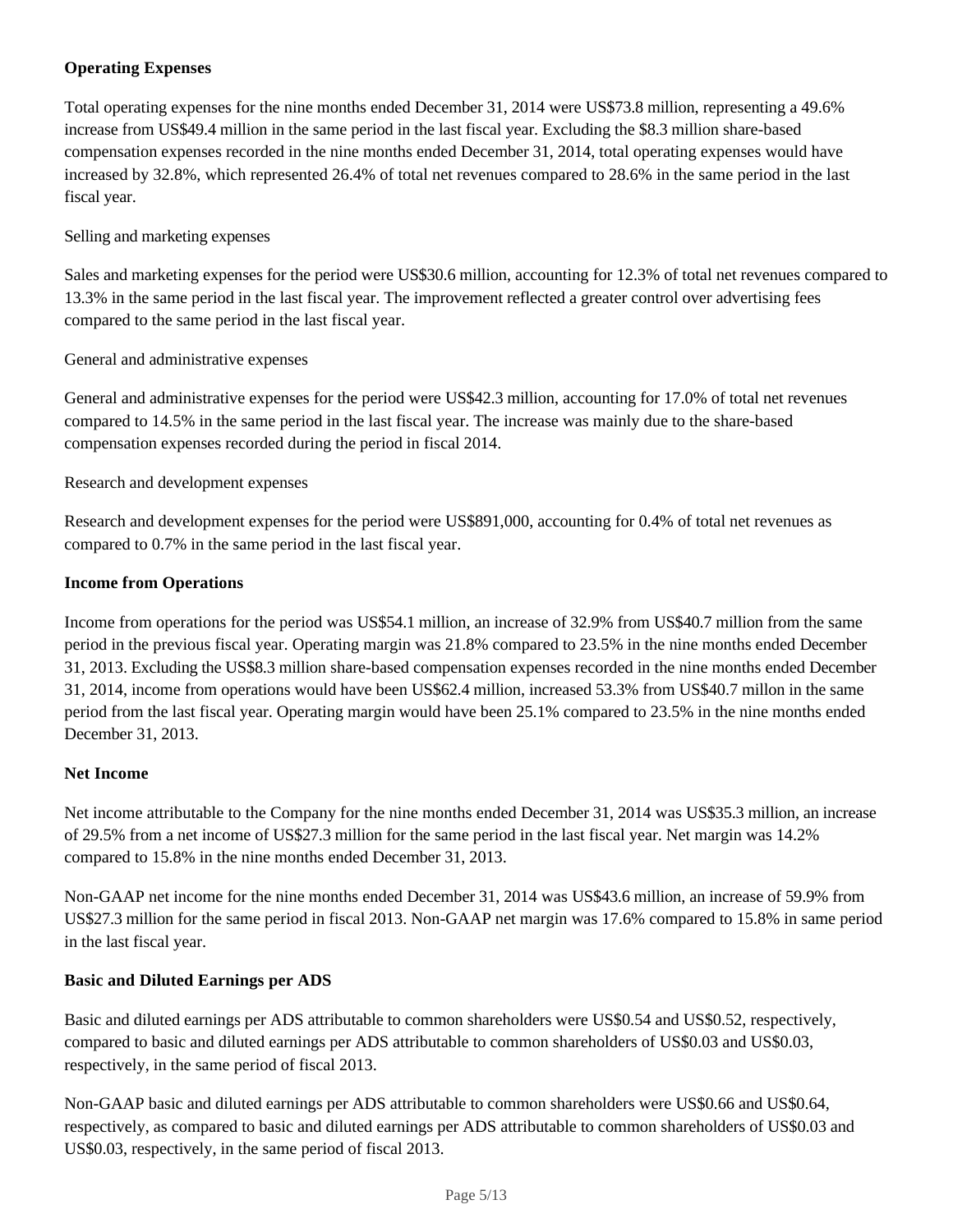**Operating Expenses**

Total operating expenses for the nine months ended December 31, 2014 were US$73.8 million, representing a 49.6% increase from US$49.4 million in the same period in the last fiscal year. Excluding the $8.3 million share-based compensation expenses recorded in the nine months ended December 31, 2014, total operating expenses would have increased by 32.8%, which represented 26.4% of total net revenues compared to 28.6% in the same period in the last fiscal year.

Selling and marketing expenses

Sales and marketing expenses for the period were US$30.6 million, accounting for 12.3% of total net revenues compared to 13.3% in the same period in the last fiscal year. The improvement reflected a greater control over advertising fees compared to the same period in the last fiscal year.

General and administrative expenses

General and administrative expenses for the period were US$42.3 million, accounting for 17.0% of total net revenues compared to 14.5% in the same period in the last fiscal year. The increase was mainly due to the share-based compensation expenses recorded during the period in fiscal 2014.

Research and development expenses

Research and development expenses for the period were US$891,000, accounting for 0.4% of total net revenues as compared to 0.7% in the same period in the last fiscal year.

**Income from Operations**

Income from operations for the period was US$54.1 million, an increase of 32.9% from US$40.7 million from the same period in the previous fiscal year. Operating margin was 21.8% compared to 23.5% in the nine months ended December 31, 2013. Excluding the US$8.3 million share-based compensation expenses recorded in the nine months ended December 31, 2014, income from operations would have been US$62.4 million, increased 53.3% from US$40.7 millon in the same period from the last fiscal year. Operating margin would have been 25.1% compared to 23.5% in the nine months ended December 31, 2013.

**Net Income**

Net income attributable to the Company for the nine months ended December 31, 2014 was US$35.3 million, an increase of 29.5% from a net income of US$27.3 million for the same period in the last fiscal year. Net margin was 14.2% compared to 15.8% in the nine months ended December 31, 2013.

Non-GAAP net income for the nine months ended December 31, 2014 was US$43.6 million, an increase of 59.9% from US$27.3 million for the same period in fiscal 2013. Non-GAAP net margin was 17.6% compared to 15.8% in same period in the last fiscal year.

**Basic and Diluted Earnings per ADS**

Basic and diluted earnings per ADS attributable to common shareholders were US$0.54 and US$0.52, respectively, compared to basic and diluted earnings per ADS attributable to common shareholders of US$0.03 and US$0.03, respectively, in the same period of fiscal 2013.

Non-GAAP basic and diluted earnings per ADS attributable to common shareholders were US$0.66 and US$0.64, respectively, as compared to basic and diluted earnings per ADS attributable to common shareholders of US$0.03 and US$0.03, respectively, in the same period of fiscal 2013.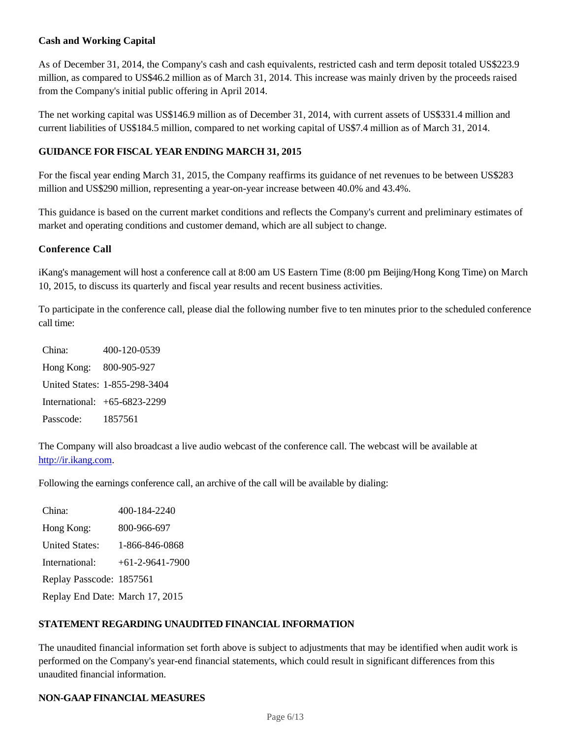**Cash and Working Capital**

As of December 31, 2014, the Company's cash and cash equivalents, restricted cash and term deposit totaled US$223.9 million, as compared to US$46.2 million as of March 31, 2014. This increase was mainly driven by the proceeds raised from the Company's initial public offering in April 2014.

The net working capital was US$146.9 million as of December 31, 2014, with current assets of US$331.4 million and current liabilities of US$184.5 million, compared to net working capital of US$7.4 million as of March 31, 2014.

**GUIDANCE FOR FISCAL YEAR ENDING MARCH 31, 2015**

For the fiscal year ending March 31, 2015, the Company reaffirms its guidance of net revenues to be between US$283 million and US$290 million, representing a year-on-year increase between 40.0% and 43.4%.

This guidance is based on the current market conditions and reflects the Company's current and preliminary estimates of market and operating conditions and customer demand, which are all subject to change.

**Conference Call**

iKang's management will host a conference call at 8:00 am US Eastern Time (8:00 pm Beijing/Hong Kong Time) on March 10, 2015, to discuss its quarterly and fiscal year results and recent business activities.

To participate in the conference call, please dial the following number five to ten minutes prior to the scheduled conference call time:

| | |
|---|---|
| China: | 400-120-0539 |
| Hong Kong: | 800-905-927 |
| United States: | 1-855-298-3404 |
| International: | +65-6823-2299 |
| Passcode: | 1857561 |

The Company will also broadcast a live audio webcast of the conference call. The webcast will be available at http://ir.ikang.com.

Following the earnings conference call, an archive of the call will be available by dialing:

| | |
|---|---|
| China: | 400-184-2240 |
| Hong Kong: | 800-966-697 |
| United States: | 1-866-846-0868 |
| International: | +61-2-9641-7900 |
| Replay Passcode: | 1857561 |
| Replay End Date: | March 17, 2015 |

**STATEMENT REGARDING UNAUDITED FINANCIAL INFORMATION**

The unaudited financial information set forth above is subject to adjustments that may be identified when audit work is performed on the Company's year-end financial statements, which could result in significant differences from this unaudited financial information.

**NON-GAAP FINANCIAL MEASURES**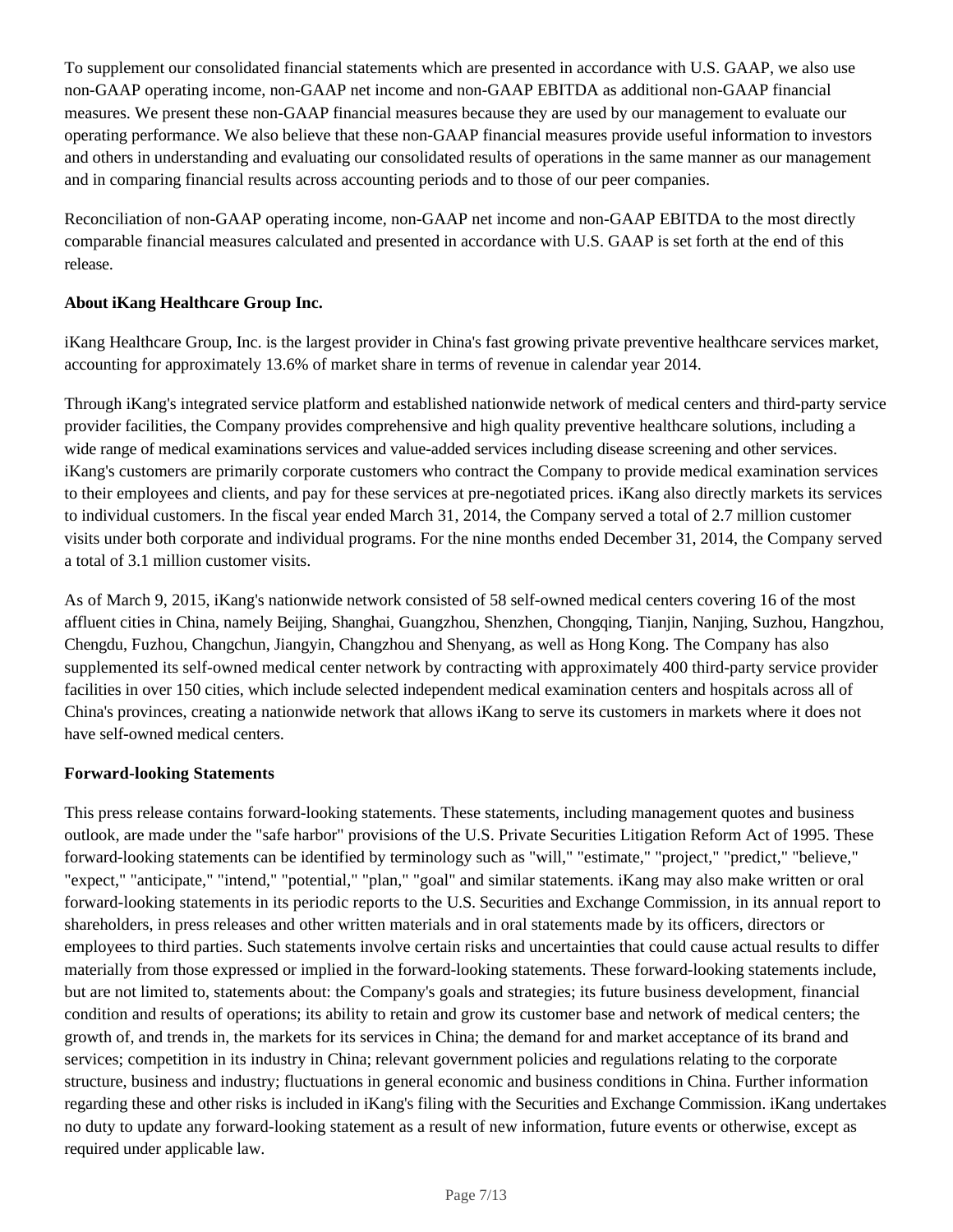To supplement our consolidated financial statements which are presented in accordance with U.S. GAAP, we also use non-GAAP operating income, non-GAAP net income and non-GAAP EBITDA as additional non-GAAP financial measures. We present these non-GAAP financial measures because they are used by our management to evaluate our operating performance. We also believe that these non-GAAP financial measures provide useful information to investors and others in understanding and evaluating our consolidated results of operations in the same manner as our management and in comparing financial results across accounting periods and to those of our peer companies.

Reconciliation of non-GAAP operating income, non-GAAP net income and non-GAAP EBITDA to the most directly comparable financial measures calculated and presented in accordance with U.S. GAAP is set forth at the end of this release.

**About iKang Healthcare Group Inc.**

iKang Healthcare Group, Inc. is the largest provider in China's fast growing private preventive healthcare services market, accounting for approximately 13.6% of market share in terms of revenue in calendar year 2014.

Through iKang's integrated service platform and established nationwide network of medical centers and third-party service provider facilities, the Company provides comprehensive and high quality preventive healthcare solutions, including a wide range of medical examinations services and value-added services including disease screening and other services. iKang's customers are primarily corporate customers who contract the Company to provide medical examination services to their employees and clients, and pay for these services at pre-negotiated prices. iKang also directly markets its services to individual customers. In the fiscal year ended March 31, 2014, the Company served a total of 2.7 million customer visits under both corporate and individual programs. For the nine months ended December 31, 2014, the Company served a total of 3.1 million customer visits.

As of March 9, 2015, iKang's nationwide network consisted of 58 self-owned medical centers covering 16 of the most affluent cities in China, namely Beijing, Shanghai, Guangzhou, Shenzhen, Chongqing, Tianjin, Nanjing, Suzhou, Hangzhou, Chengdu, Fuzhou, Changchun, Jiangyin, Changzhou and Shenyang, as well as Hong Kong. The Company has also supplemented its self-owned medical center network by contracting with approximately 400 third-party service provider facilities in over 150 cities, which include selected independent medical examination centers and hospitals across all of China's provinces, creating a nationwide network that allows iKang to serve its customers in markets where it does not have self-owned medical centers.

**Forward-looking Statements**

This press release contains forward-looking statements. These statements, including management quotes and business outlook, are made under the "safe harbor" provisions of the U.S. Private Securities Litigation Reform Act of 1995. These forward-looking statements can be identified by terminology such as "will," "estimate," "project," "predict," "believe," "expect," "anticipate," "intend," "potential," "plan," "goal" and similar statements. iKang may also make written or oral forward-looking statements in its periodic reports to the U.S. Securities and Exchange Commission, in its annual report to shareholders, in press releases and other written materials and in oral statements made by its officers, directors or employees to third parties. Such statements involve certain risks and uncertainties that could cause actual results to differ materially from those expressed or implied in the forward-looking statements. These forward-looking statements include, but are not limited to, statements about: the Company's goals and strategies; its future business development, financial condition and results of operations; its ability to retain and grow its customer base and network of medical centers; the growth of, and trends in, the markets for its services in China; the demand for and market acceptance of its brand and services; competition in its industry in China; relevant government policies and regulations relating to the corporate structure, business and industry; fluctuations in general economic and business conditions in China. Further information regarding these and other risks is included in iKang's filing with the Securities and Exchange Commission. iKang undertakes no duty to update any forward-looking statement as a result of new information, future events or otherwise, except as required under applicable law.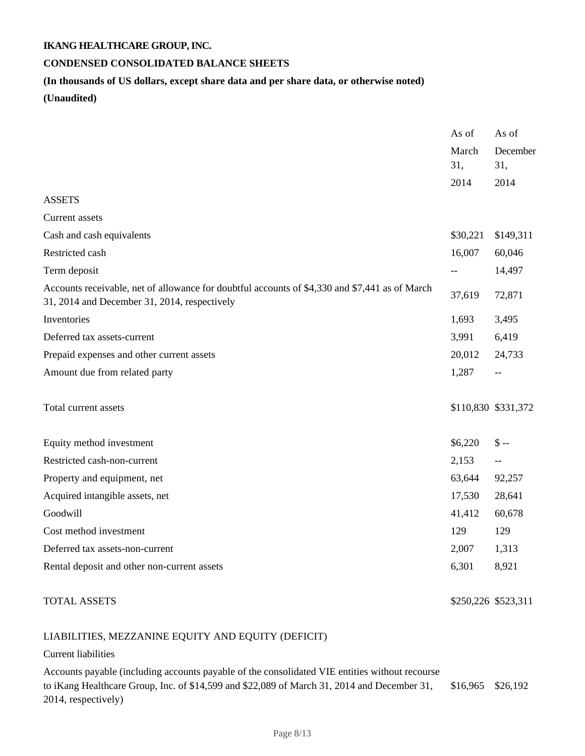**IKANG HEALTHCARE GROUP, INC.**

**CONDENSED CONSOLIDATED BALANCE SHEETS**

**(In thousands of US dollars, except share data and per share data, or otherwise noted)**

**(Unaudited)**

| | As of March 31, 2014 | As of December 31, 2014 |
|---|---|---|
| ASSETS | | |
| Current assets | | |
| Cash and cash equivalents | $30,221 | $149,311 |
| Restricted cash | 16,007 | 60,046 |
| Term deposit | -- | 14,497 |
| Accounts receivable, net of allowance for doubtful accounts of $4,330 and $7,441 as of March 31, 2014 and December 31, 2014, respectively | 37,619 | 72,871 |
| Inventories | 1,693 | 3,495 |
| Deferred tax assets-current | 3,991 | 6,419 |
| Prepaid expenses and other current assets | 20,012 | 24,733 |
| Amount due from related party | 1,287 | -- |
| Total current assets | $110,830 | $331,372 |
| Equity method investment | $6,220 | $ -- |
| Restricted cash-non-current | 2,153 | -- |
| Property and equipment, net | 63,644 | 92,257 |
| Acquired intangible assets, net | 17,530 | 28,641 |
| Goodwill | 41,412 | 60,678 |
| Cost method investment | 129 | 129 |
| Deferred tax assets-non-current | 2,007 | 1,313 |
| Rental deposit and other non-current assets | 6,301 | 8,921 |
| TOTAL ASSETS | $250,226 | $523,311 |
| LIABILITIES, MEZZANINE EQUITY AND EQUITY (DEFICIT) | | |
| Current liabilities | | |
| Accounts payable (including accounts payable of the consolidated VIE entities without recourse to iKang Healthcare Group, Inc. of $14,599 and $22,089 of March 31, 2014 and December 31, 2014, respectively) | $16,965 | $26,192 |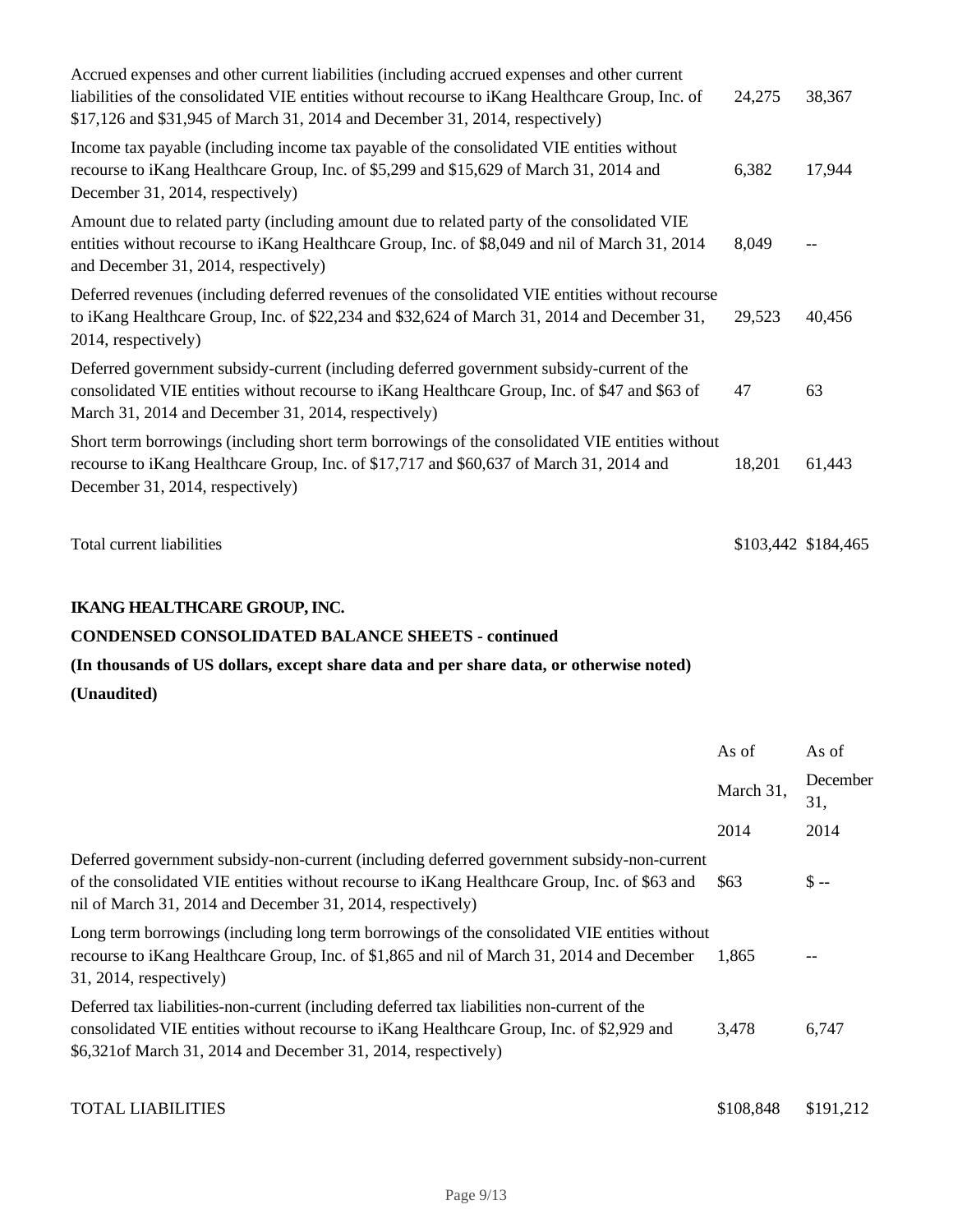| | | |
|---|---|---|
| Accrued expenses and other current liabilities (including accrued expenses and other current liabilities of the consolidated VIE entities without recourse to iKang Healthcare Group, Inc. of $17,126 and $31,945 of March 31, 2014 and December 31, 2014, respectively) | 24,275 | 38,367 |
| Income tax payable (including income tax payable of the consolidated VIE entities without recourse to iKang Healthcare Group, Inc. of $5,299 and $15,629 of March 31, 2014 and December 31, 2014, respectively) | 6,382 | 17,944 |
| Amount due to related party (including amount due to related party of the consolidated VIE entities without recourse to iKang Healthcare Group, Inc. of $8,049 and nil of March 31, 2014 and December 31, 2014, respectively) | 8,049 | -- |
| Deferred revenues (including deferred revenues of the consolidated VIE entities without recourse to iKang Healthcare Group, Inc. of $22,234 and $32,624 of March 31, 2014 and December 31, 2014, respectively) | 29,523 | 40,456 |
| Deferred government subsidy-current (including deferred government subsidy-current of the consolidated VIE entities without recourse to iKang Healthcare Group, Inc. of $47 and $63 of March 31, 2014 and December 31, 2014, respectively) | 47 | 63 |
| Short term borrowings (including short term borrowings of the consolidated VIE entities without recourse to iKang Healthcare Group, Inc. of $17,717 and $60,637 of March 31, 2014 and December 31, 2014, respectively) | 18,201 | 61,443 |
| Total current liabilities | $103,442 | $184,465 |

**IKANG HEALTHCARE GROUP, INC.**

**CONDENSED CONSOLIDATED BALANCE SHEETS - continued**

**(In thousands of US dollars, except share data and per share data, or otherwise noted)**

**(Unaudited)**

| | As of March 31, 2014 | As of December 31, 2014 |
|---|---|---|
| Deferred government subsidy-non-current (including deferred government subsidy-non-current of the consolidated VIE entities without recourse to iKang Healthcare Group, Inc. of $63 and nil of March 31, 2014 and December 31, 2014, respectively) | $63 | $ -- |
| Long term borrowings (including long term borrowings of the consolidated VIE entities without recourse to iKang Healthcare Group, Inc. of $1,865 and nil of March 31, 2014 and December 31, 2014, respectively) | 1,865 | -- |
| Deferred tax liabilities-non-current (including deferred tax liabilities non-current of the consolidated VIE entities without recourse to iKang Healthcare Group, Inc. of $2,929 and $6,321of March 31, 2014 and December 31, 2014, respectively) | 3,478 | 6,747 |
| TOTAL LIABILITIES | $108,848 | $191,212 |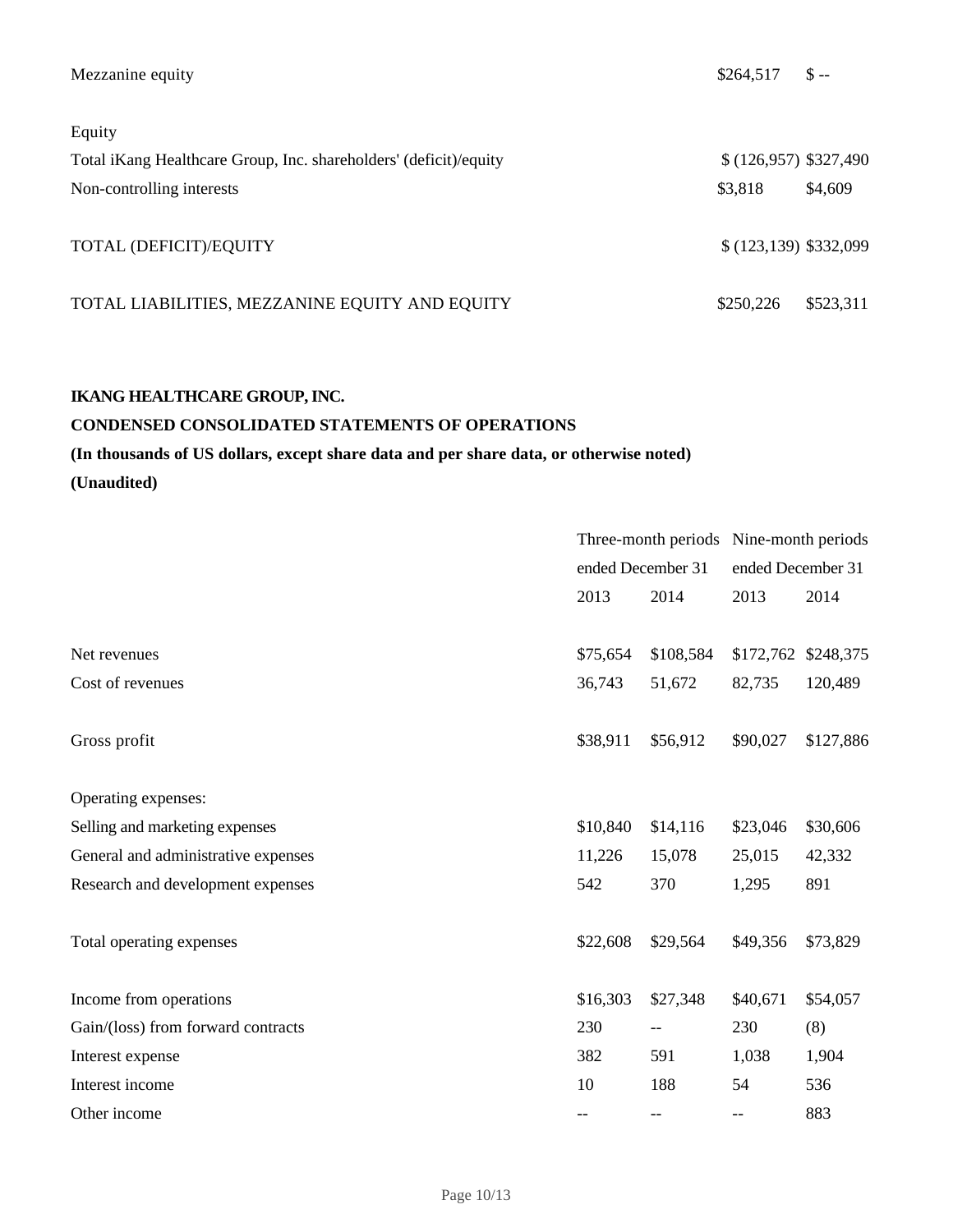| | | |
|---|---|---|
| Mezzanine equity | $264,517 | $ -- |
| | | |
| Equity | | |
| Total iKang Healthcare Group, Inc. shareholders' (deficit)/equity | $ (126,957) | $327,490 |
| Non-controlling interests | $3,818 | $4,609 |
| | | |
| TOTAL (DEFICIT)/EQUITY | $ (123,139) | $332,099 |
| | | |
| TOTAL LIABILITIES, MEZZANINE EQUITY AND EQUITY | $250,226 | $523,311 |

**IKANG HEALTHCARE GROUP, INC.**

**CONDENSED CONSOLIDATED STATEMENTS OF OPERATIONS**

**(In thousands of US dollars, except share data and per share data, or otherwise noted)**

**(Unaudited)**

| | Three-month periods ended December 31 | | Nine-month periods ended December 31 | |
|---|---|---|---|---|
| | 2013 | 2014 | 2013 | 2014 |
| Net revenues | $75,654 | $108,584 | $172,762 | $248,375 |
| Cost of revenues | 36,743 | 51,672 | 82,735 | 120,489 |
| | | | | |
| Gross profit | $38,911 | $56,912 | $90,027 | $127,886 |
| | | | | |
| Operating expenses: | | | | |
| Selling and marketing expenses | $10,840 | $14,116 | $23,046 | $30,606 |
| General and administrative expenses | 11,226 | 15,078 | 25,015 | 42,332 |
| Research and development expenses | 542 | 370 | 1,295 | 891 |
| | | | | |
| Total operating expenses | $22,608 | $29,564 | $49,356 | $73,829 |
| | | | | |
| Income from operations | $16,303 | $27,348 | $40,671 | $54,057 |
| Gain/(loss) from forward contracts | 230 | -- | 230 | (8) |
| Interest expense | 382 | 591 | 1,038 | 1,904 |
| Interest income | 10 | 188 | 54 | 536 |
| Other income | -- | -- | -- | 883 |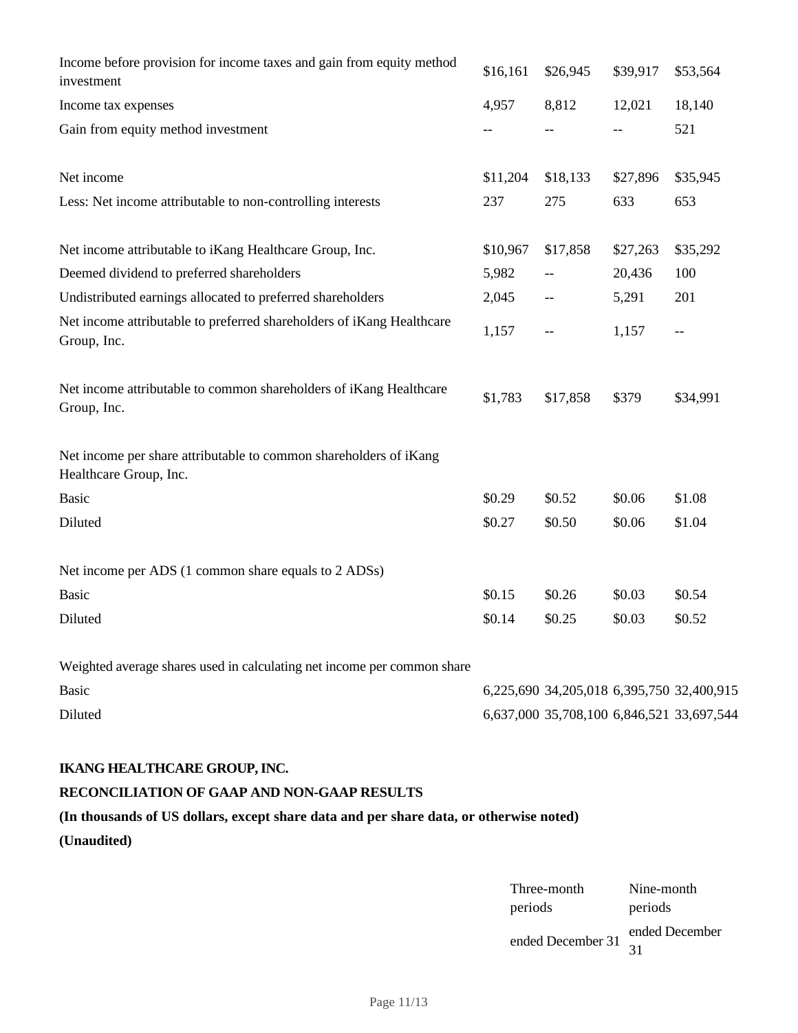| | | | | |
|---|---|---|---|---|
| Income before provision for income taxes and gain from equity method investment | $16,161 | $26,945 | $39,917 | $53,564 |
| Income tax expenses | 4,957 | 8,812 | 12,021 | 18,140 |
| Gain from equity method investment | -- | -- | -- | 521 |
| | | | | |
| Net income | $11,204 | $18,133 | $27,896 | $35,945 |
| Less: Net income attributable to non-controlling interests | 237 | 275 | 633 | 653 |
| | | | | |
| Net income attributable to iKang Healthcare Group, Inc. | $10,967 | $17,858 | $27,263 | $35,292 |
| Deemed dividend to preferred shareholders | 5,982 | -- | 20,436 | 100 |
| Undistributed earnings allocated to preferred shareholders | 2,045 | -- | 5,291 | 201 |
| Net income attributable to preferred shareholders of iKang Healthcare Group, Inc. | 1,157 | -- | 1,157 | -- |
| | | | | |
| Net income attributable to common shareholders of iKang Healthcare Group, Inc. | $1,783 | $17,858 | $379 | $34,991 |
| | | | | |
| Net income per share attributable to common shareholders of iKang Healthcare Group, Inc. | | | | |
| Basic | $0.29 | $0.52 | $0.06 | $1.08 |
| Diluted | $0.27 | $0.50 | $0.06 | $1.04 |
| | | | | |
| Net income per ADS (1 common share equals to 2 ADSs) | | | | |
| Basic | $0.15 | $0.26 | $0.03 | $0.54 |
| Diluted | $0.14 | $0.25 | $0.03 | $0.52 |
| | | | | |
| Weighted average shares used in calculating net income per common share | | | | |
| Basic | 6,225,690 | 34,205,018 | 6,395,750 | 32,400,915 |
| Diluted | 6,637,000 | 35,708,100 | 6,846,521 | 33,697,544 |

**IKANG HEALTHCARE GROUP, INC.**

**RECONCILIATION OF GAAP AND NON-GAAP RESULTS**

**(In thousands of US dollars, except share data and per share data, or otherwise noted)**

**(Unaudited)**

| | Three-month periods | Nine-month periods |
|---|---|---|
| | ended December 31 | ended December 31 |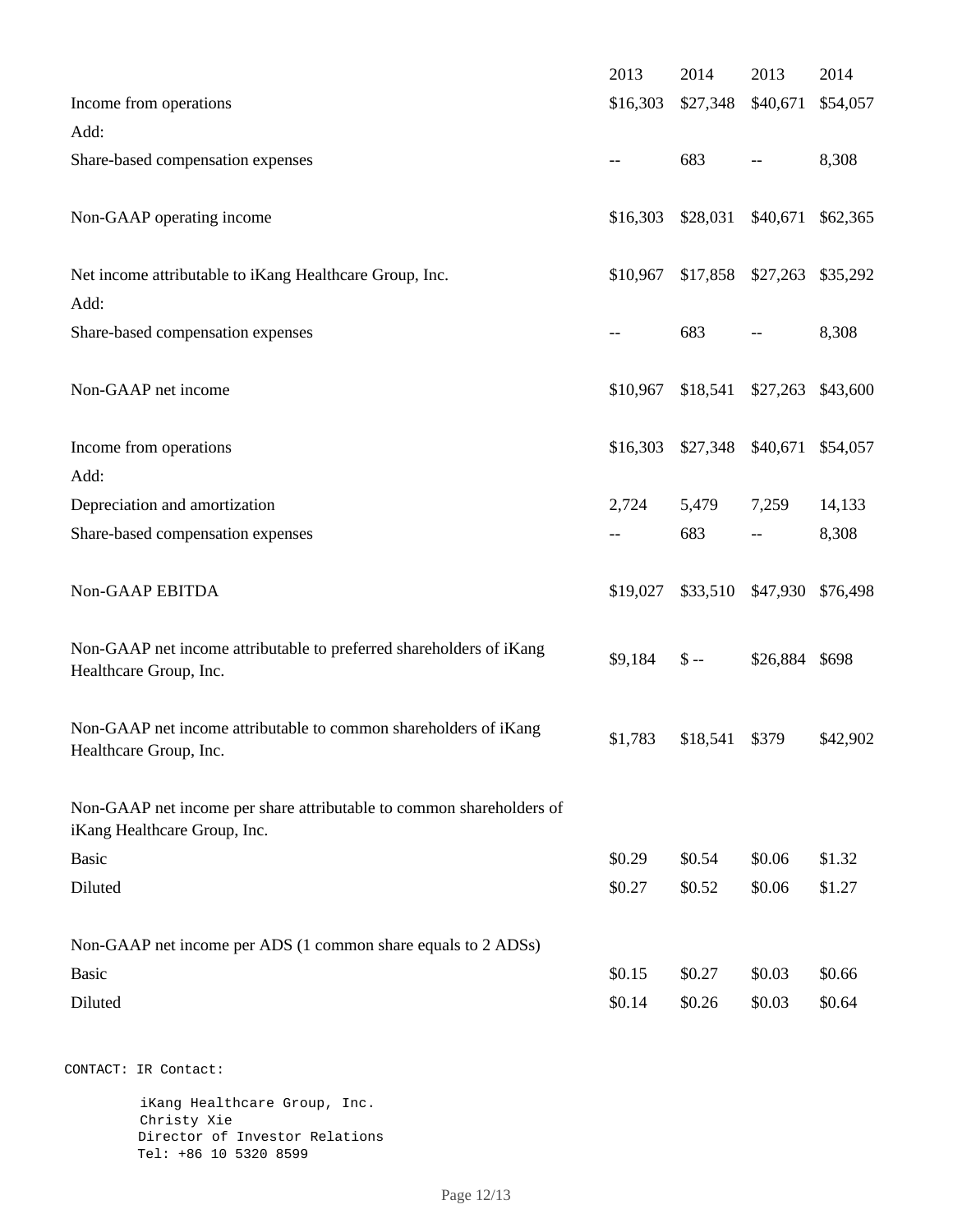| | 2013 | 2014 | 2013 | 2014 |
|---|---|---|---|---|
| Income from operations | $16,303 | $27,348 | $40,671 | $54,057 |
| Add: | | | | |
| Share-based compensation expenses | -- | 683 | -- | 8,308 |
| Non-GAAP operating income | $16,303 | $28,031 | $40,671 | $62,365 |
| Net income attributable to iKang Healthcare Group, Inc. | $10,967 | $17,858 | $27,263 | $35,292 |
| Add: | | | | |
| Share-based compensation expenses | -- | 683 | -- | 8,308 |
| Non-GAAP net income | $10,967 | $18,541 | $27,263 | $43,600 |
| Income from operations | $16,303 | $27,348 | $40,671 | $54,057 |
| Add: | | | | |
| Depreciation and amortization | 2,724 | 5,479 | 7,259 | 14,133 |
| Share-based compensation expenses | -- | 683 | -- | 8,308 |
| Non-GAAP EBITDA | $19,027 | $33,510 | $47,930 | $76,498 |
| Non-GAAP net income attributable to preferred shareholders of iKang Healthcare Group, Inc. | $9,184 | $ -- | $26,884 | $698 |
| Non-GAAP net income attributable to common shareholders of iKang Healthcare Group, Inc. | $1,783 | $18,541 | $379 | $42,902 |
| Non-GAAP net income per share attributable to common shareholders of iKang Healthcare Group, Inc. | | | | |
| Basic | $0.29 | $0.54 | $0.06 | $1.32 |
| Diluted | $0.27 | $0.52 | $0.06 | $1.27 |
| Non-GAAP net income per ADS (1 common share equals to 2 ADSs) | | | | |
| Basic | $0.15 | $0.27 | $0.03 | $0.66 |
| Diluted | $0.14 | $0.26 | $0.03 | $0.64 |

CONTACT: IR Contact:

iKang Healthcare Group, Inc.
Christy Xie
Director of Investor Relations
Tel: +86 10 5320 8599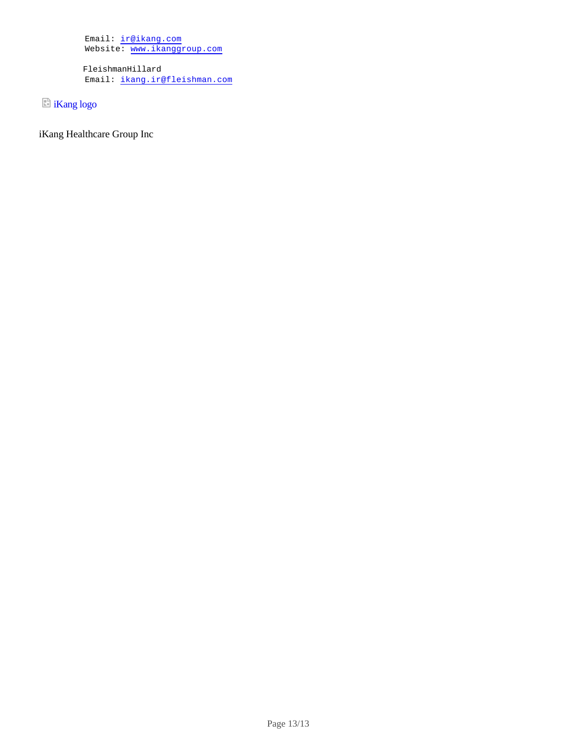Email: ir@ikang.com
Website: www.ikanggroup.com

FleishmanHillard
Email: ikang.ir@fleishman.com

iKang logo

iKang Healthcare Group Inc